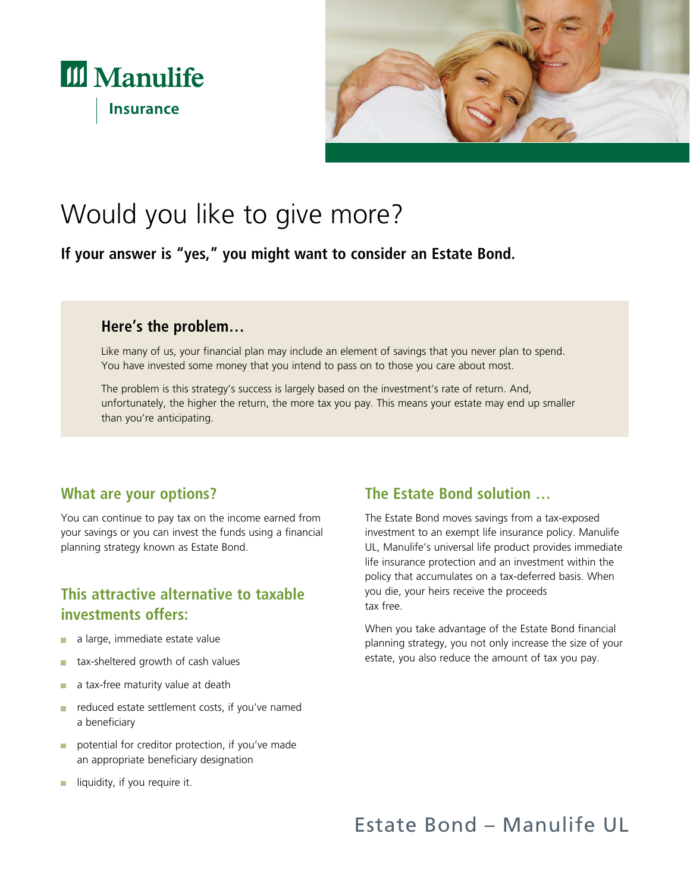Manulife

Insurance

# Would you like to give more?

**If your answer is "yes," you might want to consider an Estate Bond.**

### Here's the problem…

Like many of us, your financial plan may include an element of savings that you never plan to spend. You have invested some money that you intend to pass on to those you care about most.

The problem is this strategy's success is largely based on the investment's rate of return. And, unfortunately, the higher the return, the more tax you pay. This means your estate may end up smaller than you're anticipating.

## What are your options?

You can continue to pay tax on the income earned from your savings or you can invest the funds using a financial planning strategy known as Estate Bond.

## This attractive alternative to taxable investments offers:

- a large, immediate estate value
- tax-sheltered growth of cash values
- a tax-free maturity value at death
- reduced estate settlement costs, if you've named a beneficiary
- potential for creditor protection, if you've made an appropriate beneficiary designation
- liquidity, if you require it.

## The Estate Bond solution …

The Estate Bond moves savings from a tax-exposed investment to an exempt life insurance policy. Manulife UL, Manulife's universal life product provides immediate life insurance protection and an investment within the policy that accumulates on a tax-deferred basis. When you die, your heirs receive the proceeds tax free.

When you take advantage of the Estate Bond financial planning strategy, you not only increase the size of your estate, you also reduce the amount of tax you pay.

Estate Bond – Manulife UL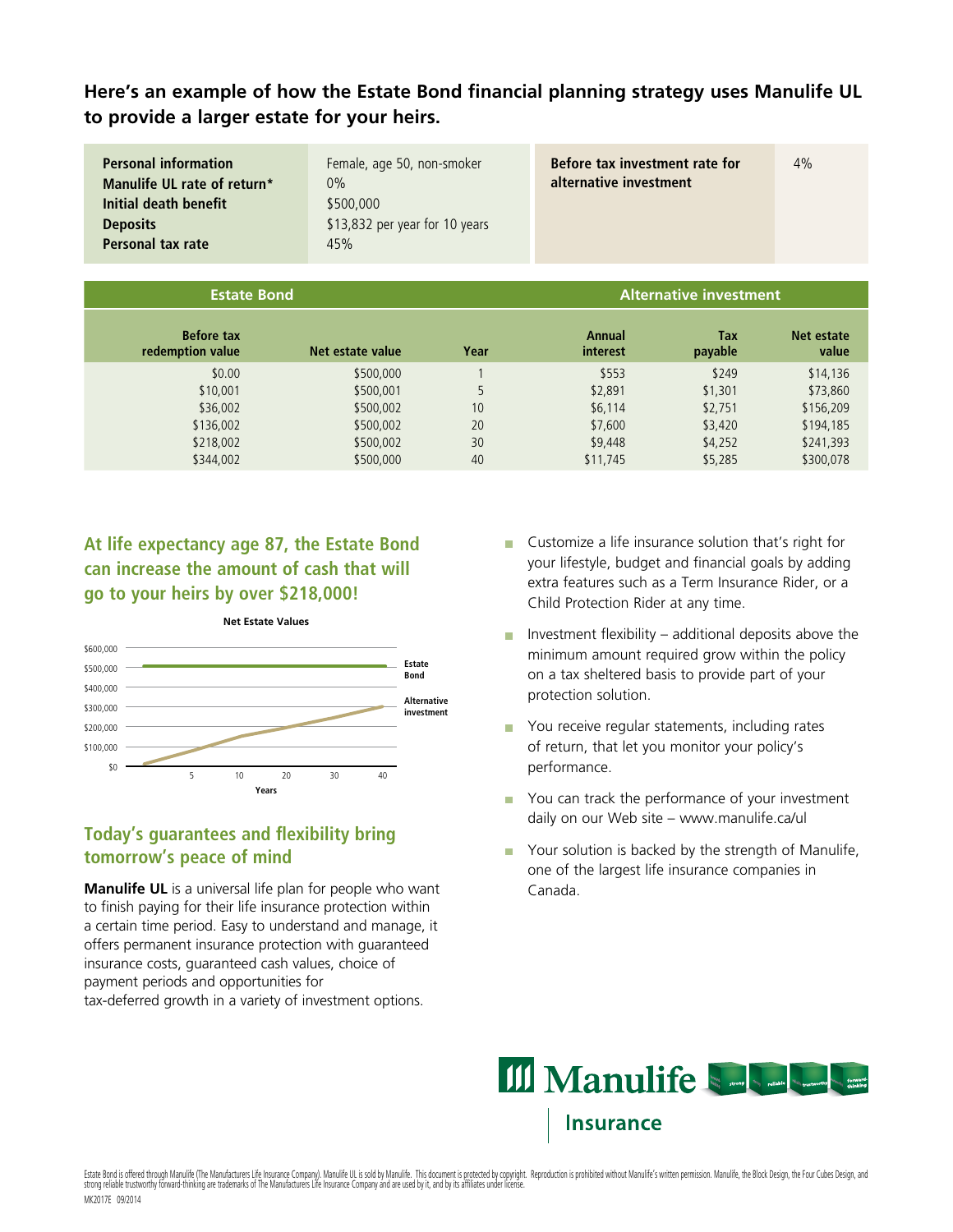## Here's an example of how the Estate Bond financial planning strategy uses Manulife UL to provide a larger estate for your heirs.

| | | | |
|---|---|---|---|
| **Personal information** | Female, age 50, non-smoker | **Before tax investment rate for alternative investment** | 4% |
| **Manulife UL rate of return*** | 0% | | |
| **Initial death benefit** | $500,000 | | |
| **Deposits** | $13,832 per year for 10 years | | |
| **Personal tax rate** | 45% | | |

| Estate Bond | | | Alternative investment | | |
|---|---|---|---|---|---|
| **Before tax redemption value** | **Net estate value** | **Year** | **Annual interest** | **Tax payable** | **Net estate value** |
| $0.00 | $500,000 | 1 | $553 | $249 | $14,136 |
| $10,001 | $500,001 | 5 | $2,891 | $1,301 | $73,860 |
| $36,002 | $500,002 | 10 | $6,114 | $2,751 | $156,209 |
| $136,002 | $500,002 | 20 | $7,600 | $3,420 | $194,185 |
| $218,002 | $500,002 | 30 | $9,448 | $4,252 | $241,393 |
| $344,002 | $500,000 | 40 | $11,745 | $5,285 | $300,078 |

### At life expectancy age 87, the Estate Bond can increase the amount of cash that will go to your heirs by over $218,000!

Net Estate Values

$600,000
$500,000
$400,000
$300,000
$200,000
$100,000
$0

5 10 20 30 40

Years

Estate Bond

Alternative investment

### Today's guarantees and flexibility bring tomorrow's peace of mind

**Manulife UL** is a universal life plan for people who want to finish paying for their life insurance protection within a certain time period. Easy to understand and manage, it offers permanent insurance protection with guaranteed insurance costs, guaranteed cash values, choice of payment periods and opportunities for tax-deferred growth in a variety of investment options.

- Customize a life insurance solution that's right for your lifestyle, budget and financial goals by adding extra features such as a Term Insurance Rider, or a Child Protection Rider at any time.
- Investment flexibility – additional deposits above the minimum amount required grow within the policy on a tax sheltered basis to provide part of your protection solution.
- You receive regular statements, including rates of return, that let you monitor your policy's performance.
- You can track the performance of your investment daily on our Web site – www.manulife.ca/ul
- Your solution is backed by the strength of Manulife, one of the largest life insurance companies in Canada.

Manulife Insurance

Estate Bond is offered through Manulife (The Manufacturers Life Insurance Company). Manulife UL is sold by Manulife. This document is protected by copyright. Reproduction is prohibited without Manulife's written permission. Manulife, the Block Design, the Four Cubes Design, and strong reliable trustworthy forward-thinking are trademarks of The Manufacturers Life Insurance Company and are used by it, and by its affiliates under license.

MK2017E 09/2014